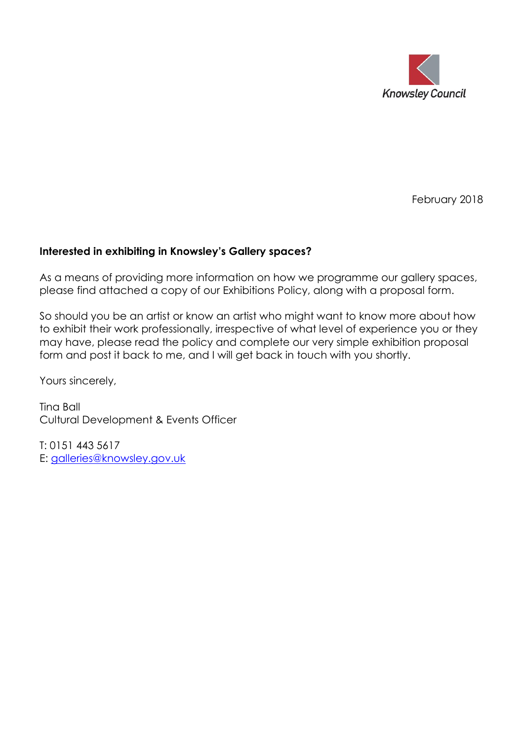Knowsley Council

February 2018

**Interested in exhibiting in Knowsley's Gallery spaces?**

As a means of providing more information on how we programme our gallery spaces, please find attached a copy of our Exhibitions Policy, along with a proposal form.

So should you be an artist or know an artist who might want to know more about how to exhibit their work professionally, irrespective of what level of experience you or they may have, please read the policy and complete our very simple exhibition proposal form and post it back to me, and I will get back in touch with you shortly.

Yours sincerely,

Tina Ball
Cultural Development & Events Officer

T: 0151 443 5617
E: galleries@knowsley.gov.uk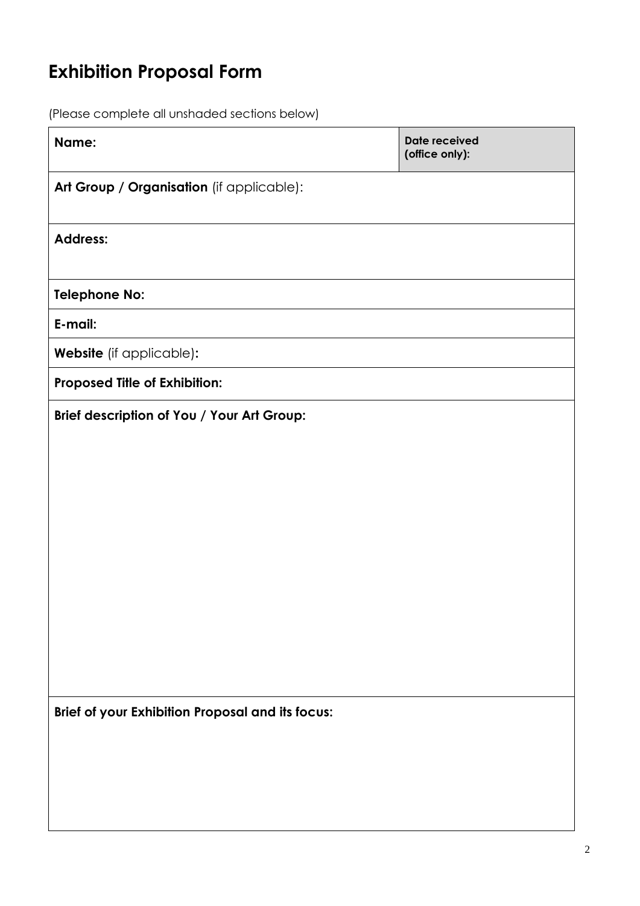# Exhibition Proposal Form

(Please complete all unshaded sections below)

| **Name:** | **Date received (office only):** |
| --- | --- |
| **Art Group / Organisation** (if applicable): | |
| **Address:** | |
| **Telephone No:** | |
| **E-mail:** | |
| **Website** (if applicable)**:** | |
| **Proposed Title of Exhibition:** | |
| **Brief description of You / Your Art Group:** | |
| **Brief of your Exhibition Proposal and its focus:** | |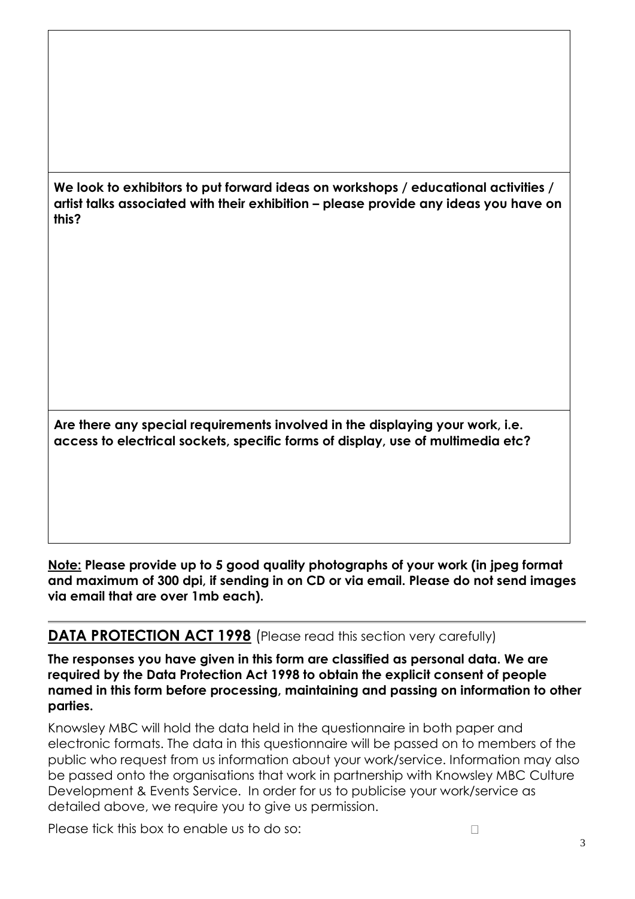**We look to exhibitors to put forward ideas on workshops / educational activities / artist talks associated with their exhibition – please provide any ideas you have on this?**

**Are there any special requirements involved in the displaying your work, i.e. access to electrical sockets, specific forms of display, use of multimedia etc?**

**<u>Note:</u> Please provide up to 5 good quality photographs of your work (in jpeg format and maximum of 300 dpi, if sending in on CD or via email. Please do not send images via email that are over 1mb each).**

## **<u>DATA PROTECTION ACT 1998</u>** (Please read this section very carefully)

**The responses you have given in this form are classified as personal data. We are required by the Data Protection Act 1998 to obtain the explicit consent of people named in this form before processing, maintaining and passing on information to other parties.**

Knowsley MBC will hold the data held in the questionnaire in both paper and electronic formats. The data in this questionnaire will be passed on to members of the public who request from us information about your work/service. Information may also be passed onto the organisations that work in partnership with Knowsley MBC Culture Development & Events Service. In order for us to publicise your work/service as detailed above, we require you to give us permission.

Please tick this box to enable us to do so: ☐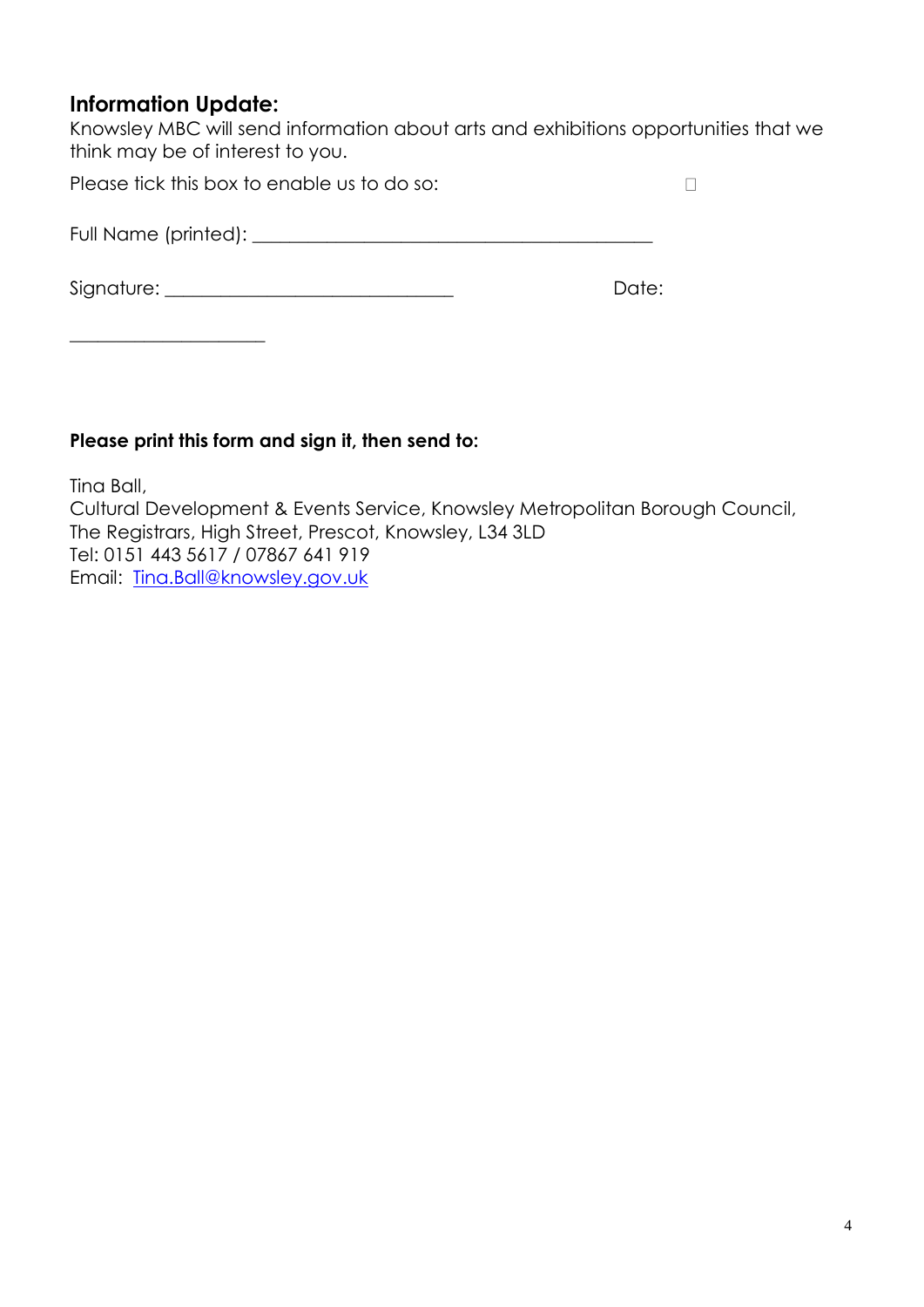## Information Update:

Knowsley MBC will send information about arts and exhibitions opportunities that we think may be of interest to you.

Please tick this box to enable us to do so: ☐

Full Name (printed): ___________________________________________

Signature: _______________________________ Date: _____________________

**Please print this form and sign it, then send to:**

Tina Ball,
Cultural Development & Events Service, Knowsley Metropolitan Borough Council,
The Registrars, High Street, Prescot, Knowsley, L34 3LD
Tel: 0151 443 5617 / 07867 641 919
Email: [Tina.Ball@knowsley.gov.uk](mailto:Tina.Ball@knowsley.gov.uk)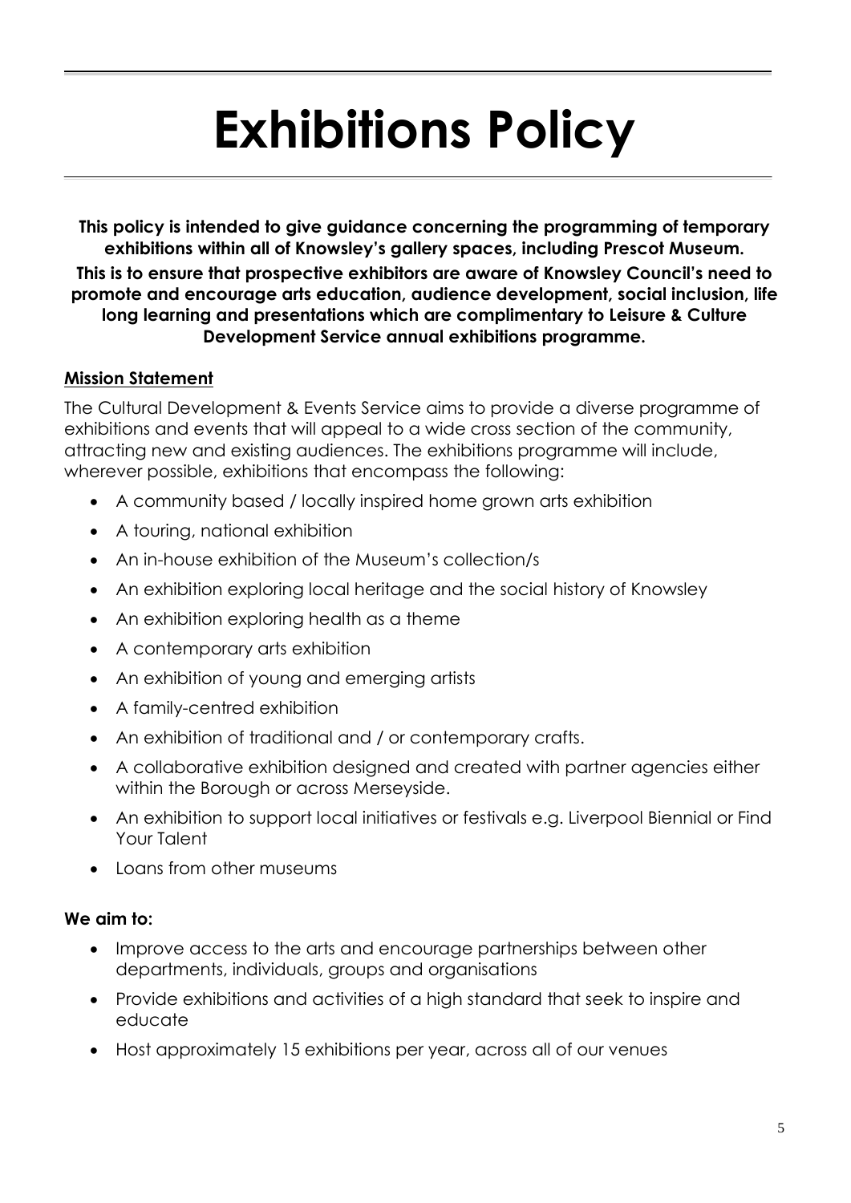# Exhibitions Policy

**This policy is intended to give guidance concerning the programming of temporary exhibitions within all of Knowsley's gallery spaces, including Prescot Museum. This is to ensure that prospective exhibitors are aware of Knowsley Council's need to promote and encourage arts education, audience development, social inclusion, life long learning and presentations which are complimentary to Leisure & Culture Development Service annual exhibitions programme.**

## Mission Statement

The Cultural Development & Events Service aims to provide a diverse programme of exhibitions and events that will appeal to a wide cross section of the community, attracting new and existing audiences. The exhibitions programme will include, wherever possible, exhibitions that encompass the following:

- A community based / locally inspired home grown arts exhibition
- A touring, national exhibition
- An in-house exhibition of the Museum's collection/s
- An exhibition exploring local heritage and the social history of Knowsley
- An exhibition exploring health as a theme
- A contemporary arts exhibition
- An exhibition of young and emerging artists
- A family-centred exhibition
- An exhibition of traditional and / or contemporary crafts.
- A collaborative exhibition designed and created with partner agencies either within the Borough or across Merseyside.
- An exhibition to support local initiatives or festivals e.g. Liverpool Biennial or Find Your Talent
- Loans from other museums

**We aim to:**

- Improve access to the arts and encourage partnerships between other departments, individuals, groups and organisations
- Provide exhibitions and activities of a high standard that seek to inspire and educate
- Host approximately 15 exhibitions per year, across all of our venues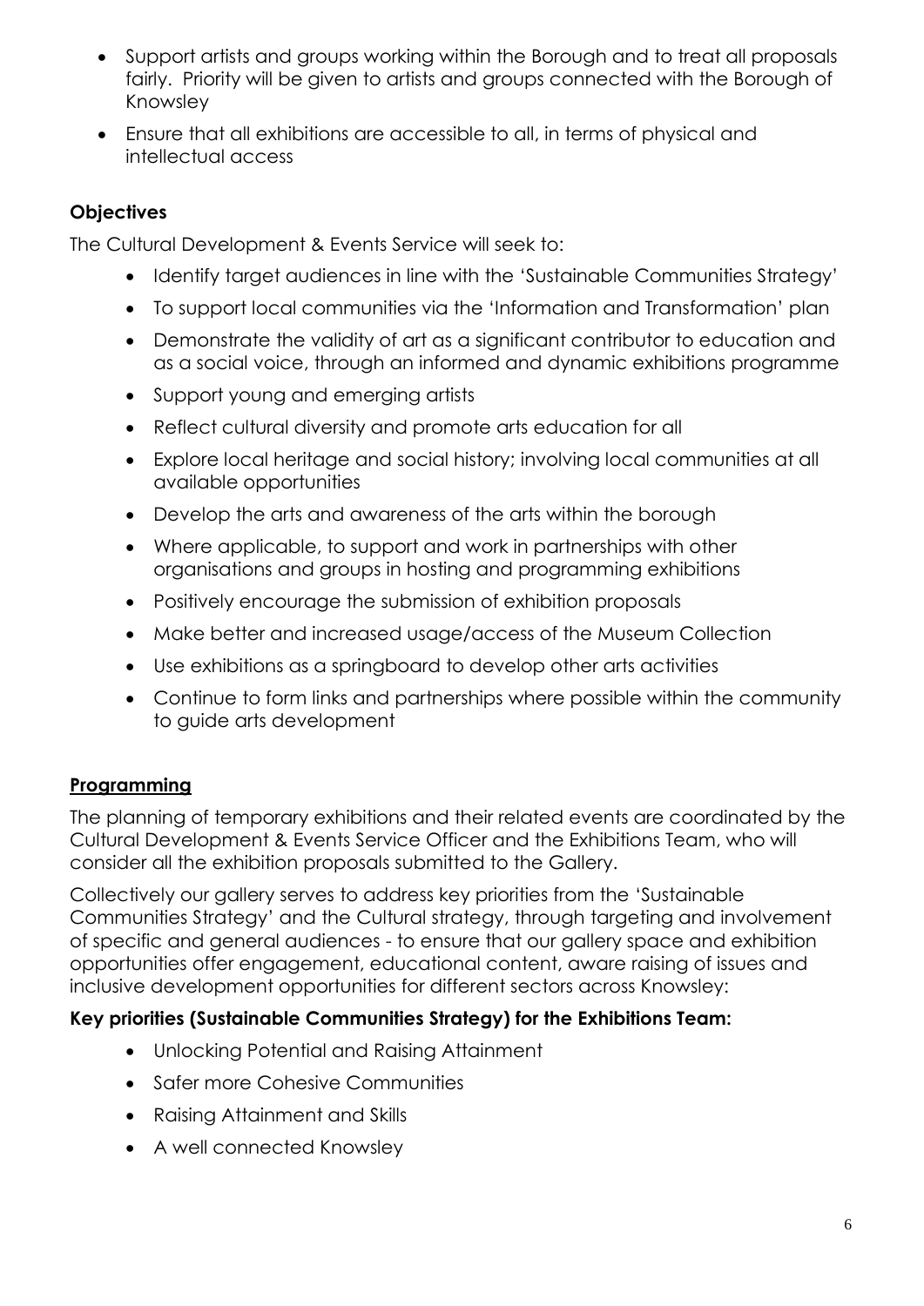- Support artists and groups working within the Borough and to treat all proposals fairly. Priority will be given to artists and groups connected with the Borough of Knowsley
- Ensure that all exhibitions are accessible to all, in terms of physical and intellectual access

**Objectives**

The Cultural Development & Events Service will seek to:

- Identify target audiences in line with the 'Sustainable Communities Strategy'
- To support local communities via the 'Information and Transformation' plan
- Demonstrate the validity of art as a significant contributor to education and as a social voice, through an informed and dynamic exhibitions programme
- Support young and emerging artists
- Reflect cultural diversity and promote arts education for all
- Explore local heritage and social history; involving local communities at all available opportunities
- Develop the arts and awareness of the arts within the borough
- Where applicable, to support and work in partnerships with other organisations and groups in hosting and programming exhibitions
- Positively encourage the submission of exhibition proposals
- Make better and increased usage/access of the Museum Collection
- Use exhibitions as a springboard to develop other arts activities
- Continue to form links and partnerships where possible within the community to guide arts development

## Programming

The planning of temporary exhibitions and their related events are coordinated by the Cultural Development & Events Service Officer and the Exhibitions Team, who will consider all the exhibition proposals submitted to the Gallery.

Collectively our gallery serves to address key priorities from the 'Sustainable Communities Strategy' and the Cultural strategy, through targeting and involvement of specific and general audiences - to ensure that our gallery space and exhibition opportunities offer engagement, educational content, aware raising of issues and inclusive development opportunities for different sectors across Knowsley:

**Key priorities (Sustainable Communities Strategy) for the Exhibitions Team:**

- Unlocking Potential and Raising Attainment
- Safer more Cohesive Communities
- Raising Attainment and Skills
- A well connected Knowsley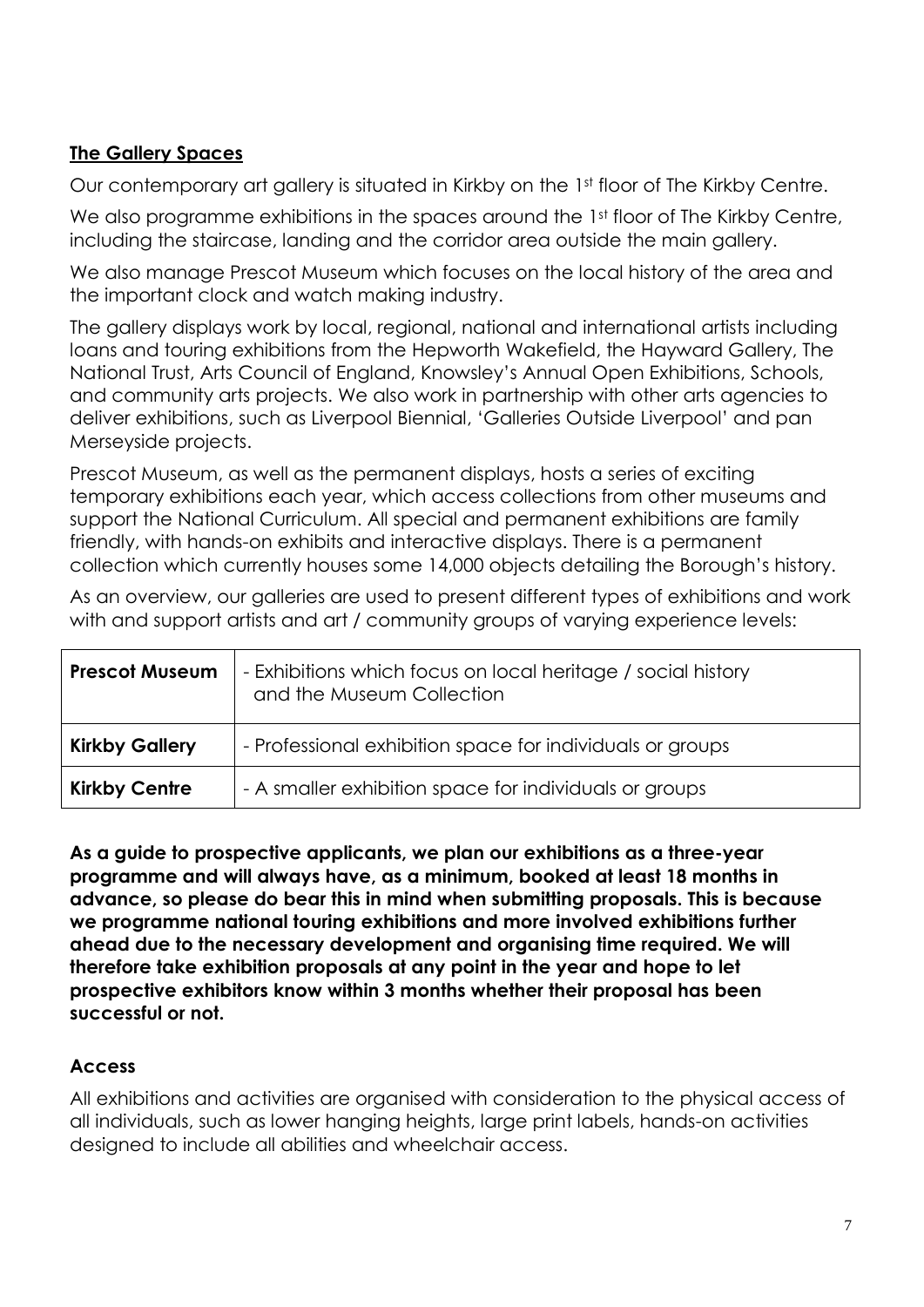## **The Gallery Spaces**

Our contemporary art gallery is situated in Kirkby on the 1st floor of The Kirkby Centre.

We also programme exhibitions in the spaces around the 1st floor of The Kirkby Centre, including the staircase, landing and the corridor area outside the main gallery.

We also manage Prescot Museum which focuses on the local history of the area and the important clock and watch making industry.

The gallery displays work by local, regional, national and international artists including loans and touring exhibitions from the Hepworth Wakefield, the Hayward Gallery, The National Trust, Arts Council of England, Knowsley's Annual Open Exhibitions, Schools, and community arts projects. We also work in partnership with other arts agencies to deliver exhibitions, such as Liverpool Biennial, 'Galleries Outside Liverpool' and pan Merseyside projects.

Prescot Museum, as well as the permanent displays, hosts a series of exciting temporary exhibitions each year, which access collections from other museums and support the National Curriculum. All special and permanent exhibitions are family friendly, with hands-on exhibits and interactive displays. There is a permanent collection which currently houses some 14,000 objects detailing the Borough's history.

As an overview, our galleries are used to present different types of exhibitions and work with and support artists and art / community groups of varying experience levels:

| | |
|---|---|
| **Prescot Museum** | - Exhibitions which focus on local heritage / social history and the Museum Collection |
| **Kirkby Gallery** | - Professional exhibition space for individuals or groups |
| **Kirkby Centre** | - A smaller exhibition space for individuals or groups |

**As a guide to prospective applicants, we plan our exhibitions as a three-year programme and will always have, as a minimum, booked at least 18 months in advance, so please do bear this in mind when submitting proposals. This is because we programme national touring exhibitions and more involved exhibitions further ahead due to the necessary development and organising time required. We will therefore take exhibition proposals at any point in the year and hope to let prospective exhibitors know within 3 months whether their proposal has been successful or not.**

### **Access**

All exhibitions and activities are organised with consideration to the physical access of all individuals, such as lower hanging heights, large print labels, hands-on activities designed to include all abilities and wheelchair access.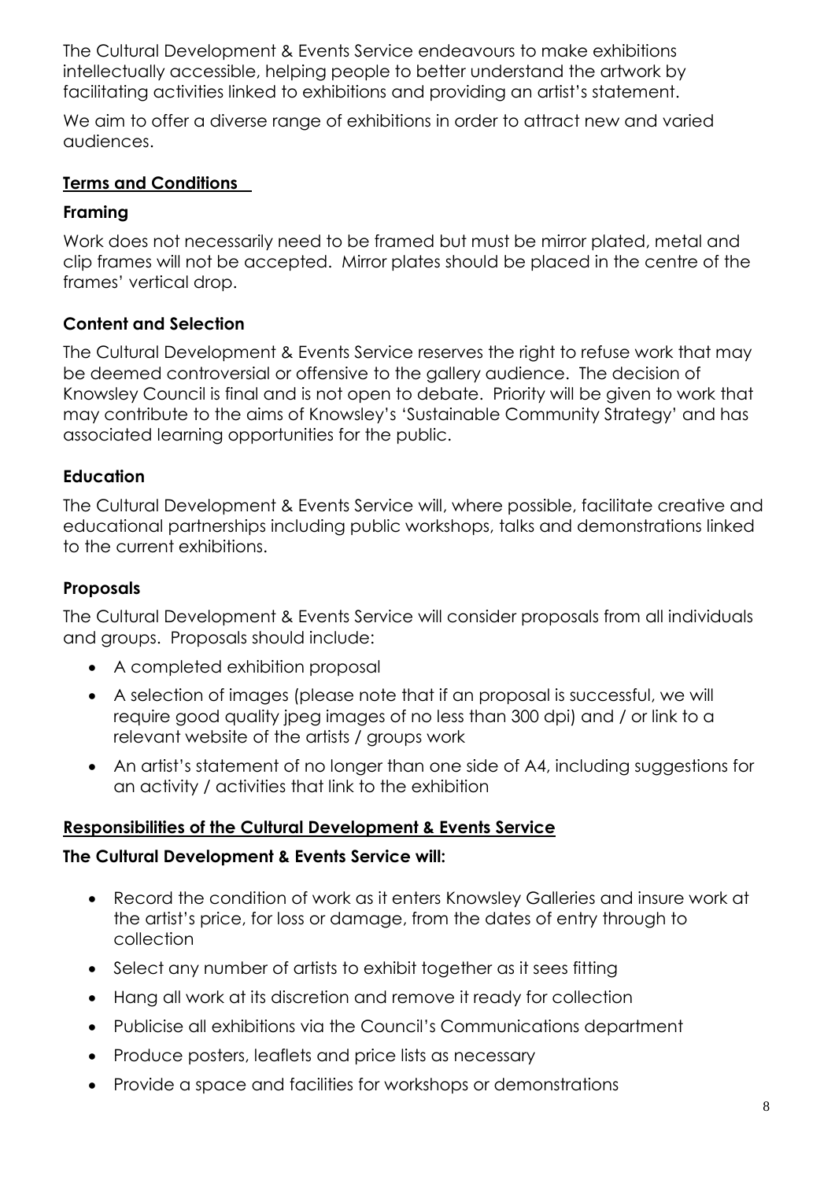The Cultural Development & Events Service endeavours to make exhibitions intellectually accessible, helping people to better understand the artwork by facilitating activities linked to exhibitions and providing an artist's statement.

We aim to offer a diverse range of exhibitions in order to attract new and varied audiences.

## **Terms and Conditions**

### Framing

Work does not necessarily need to be framed but must be mirror plated, metal and clip frames will not be accepted. Mirror plates should be placed in the centre of the frames' vertical drop.

### Content and Selection

The Cultural Development & Events Service reserves the right to refuse work that may be deemed controversial or offensive to the gallery audience. The decision of Knowsley Council is final and is not open to debate. Priority will be given to work that may contribute to the aims of Knowsley's 'Sustainable Community Strategy' and has associated learning opportunities for the public.

### Education

The Cultural Development & Events Service will, where possible, facilitate creative and educational partnerships including public workshops, talks and demonstrations linked to the current exhibitions.

### Proposals

The Cultural Development & Events Service will consider proposals from all individuals and groups. Proposals should include:

- A completed exhibition proposal
- A selection of images (please note that if an proposal is successful, we will require good quality jpeg images of no less than 300 dpi) and / or link to a relevant website of the artists / groups work
- An artist's statement of no longer than one side of A4, including suggestions for an activity / activities that link to the exhibition

## **Responsibilities of the Cultural Development & Events Service**

**The Cultural Development & Events Service will:**

- Record the condition of work as it enters Knowsley Galleries and insure work at the artist's price, for loss or damage, from the dates of entry through to collection
- Select any number of artists to exhibit together as it sees fitting
- Hang all work at its discretion and remove it ready for collection
- Publicise all exhibitions via the Council's Communications department
- Produce posters, leaflets and price lists as necessary
- Provide a space and facilities for workshops or demonstrations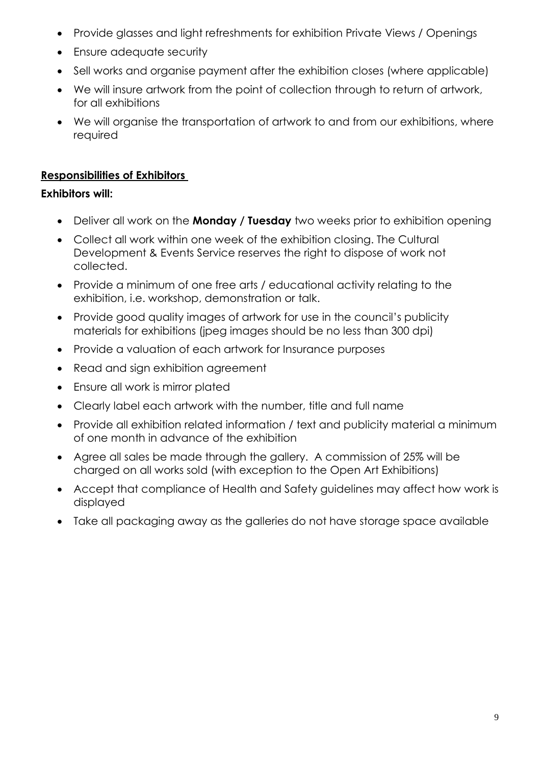- Provide glasses and light refreshments for exhibition Private Views / Openings
- Ensure adequate security
- Sell works and organise payment after the exhibition closes (where applicable)
- We will insure artwork from the point of collection through to return of artwork, for all exhibitions
- We will organise the transportation of artwork to and from our exhibitions, where required

## Responsibilities of Exhibitors

**Exhibitors will:**

- Deliver all work on the **Monday / Tuesday** two weeks prior to exhibition opening
- Collect all work within one week of the exhibition closing. The Cultural Development & Events Service reserves the right to dispose of work not collected.
- Provide a minimum of one free arts / educational activity relating to the exhibition, i.e. workshop, demonstration or talk.
- Provide good quality images of artwork for use in the council's publicity materials for exhibitions (jpeg images should be no less than 300 dpi)
- Provide a valuation of each artwork for Insurance purposes
- Read and sign exhibition agreement
- Ensure all work is mirror plated
- Clearly label each artwork with the number, title and full name
- Provide all exhibition related information / text and publicity material a minimum of one month in advance of the exhibition
- Agree all sales be made through the gallery. A commission of 25% will be charged on all works sold (with exception to the Open Art Exhibitions)
- Accept that compliance of Health and Safety guidelines may affect how work is displayed
- Take all packaging away as the galleries do not have storage space available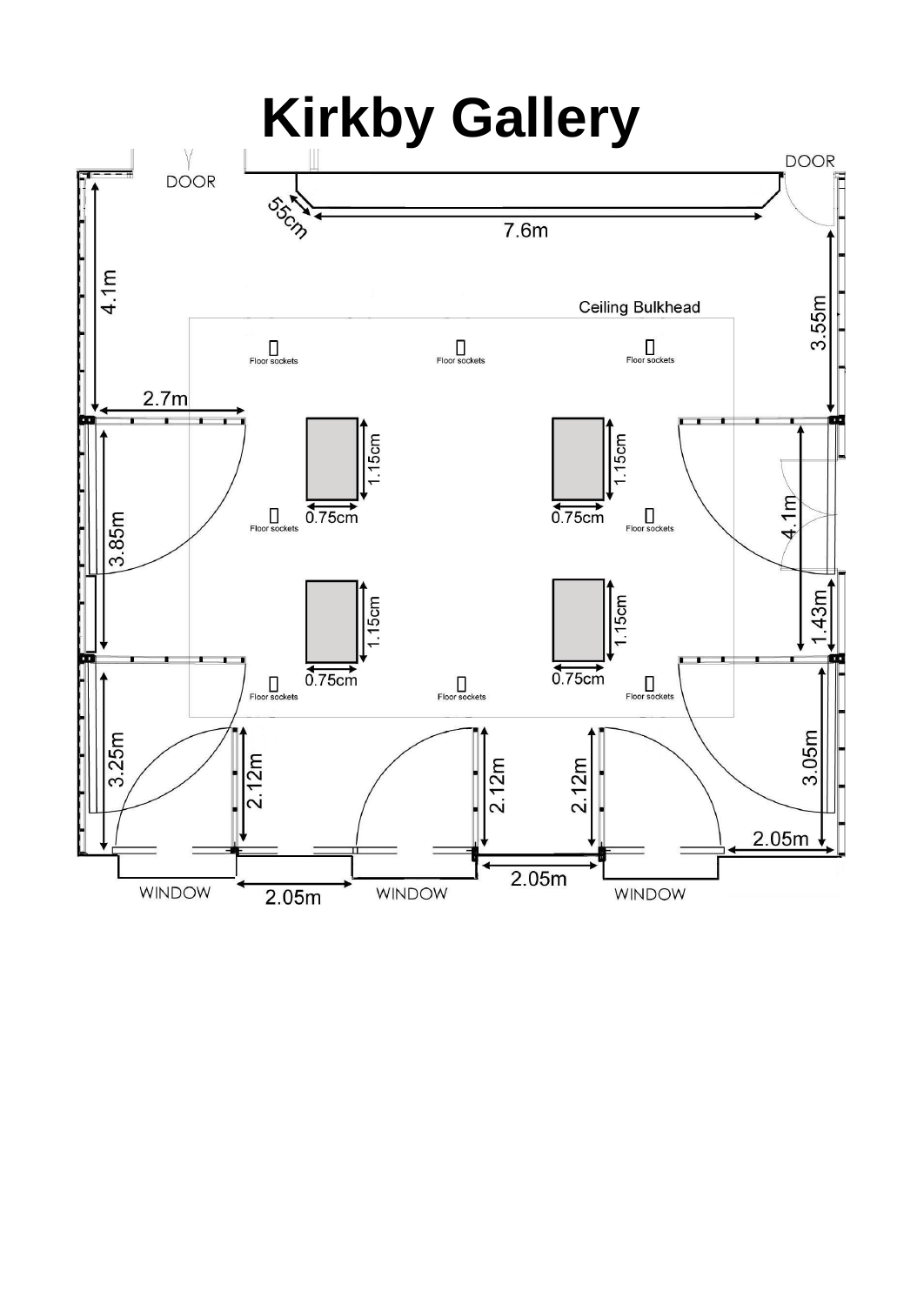# Kirkby Gallery

DOOR

DOOR

55cm

7.6m

4.1m

3.55m

Ceiling Bulkhead

Floor sockets

Floor sockets

Floor sockets

2.7m

1.15cm

1.15cm

0.75cm

0.75cm

3.85m

Floor sockets

Floor sockets

4.1m

1.15cm

1.15cm

1.43m

0.75cm

0.75cm

Floor sockets

Floor sockets

Floor sockets

3.25m

2.12m

2.12m

2.12m

3.05m

2.05m

2.05m

WINDOW

2.05m

WINDOW

WINDOW